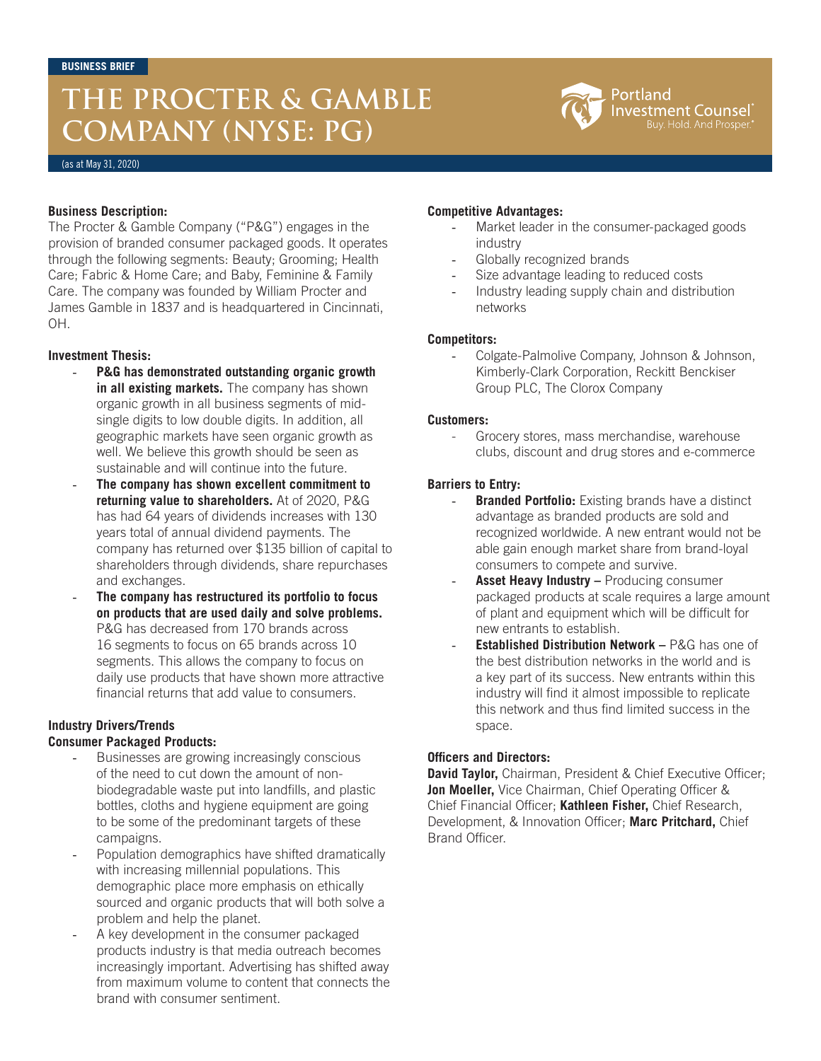BUSINESS BRIEF

# THE PROCTER & GAMBLE COMPANY (NYSE: PG)

Portland Investment Counsel® Buy. Hold. And Prosper.®

(as at May 31, 2020)

**Business Description:**

The Procter & Gamble Company ("P&G") engages in the provision of branded consumer packaged goods. It operates through the following segments: Beauty; Grooming; Health Care; Fabric & Home Care; and Baby, Feminine & Family Care. The company was founded by William Procter and James Gamble in 1837 and is headquartered in Cincinnati, OH.

**Investment Thesis:**

- **P&G has demonstrated outstanding organic growth in all existing markets.** The company has shown organic growth in all business segments of mid-single digits to low double digits. In addition, all geographic markets have seen organic growth as well. We believe this growth should be seen as sustainable and will continue into the future.
- **The company has shown excellent commitment to returning value to shareholders.** At of 2020, P&G has had 64 years of dividends increases with 130 years total of annual dividend payments. The company has returned over $135 billion of capital to shareholders through dividends, share repurchases and exchanges.
- **The company has restructured its portfolio to focus on products that are used daily and solve problems.** P&G has decreased from 170 brands across 16 segments to focus on 65 brands across 10 segments. This allows the company to focus on daily use products that have shown more attractive financial returns that add value to consumers.

**Industry Drivers/Trends**

**Consumer Packaged Products:**

- Businesses are growing increasingly conscious of the need to cut down the amount of non-biodegradable waste put into landfills, and plastic bottles, cloths and hygiene equipment are going to be some of the predominant targets of these campaigns.
- Population demographics have shifted dramatically with increasing millennial populations. This demographic place more emphasis on ethically sourced and organic products that will both solve a problem and help the planet.
- A key development in the consumer packaged products industry is that media outreach becomes increasingly important. Advertising has shifted away from maximum volume to content that connects the brand with consumer sentiment.

**Competitive Advantages:**

- Market leader in the consumer-packaged goods industry
- Globally recognized brands
- Size advantage leading to reduced costs
- Industry leading supply chain and distribution networks

**Competitors:**

- Colgate-Palmolive Company, Johnson & Johnson, Kimberly-Clark Corporation, Reckitt Benckiser Group PLC, The Clorox Company

**Customers:**

- Grocery stores, mass merchandise, warehouse clubs, discount and drug stores and e-commerce

**Barriers to Entry:**

- **Branded Portfolio:** Existing brands have a distinct advantage as branded products are sold and recognized worldwide. A new entrant would not be able gain enough market share from brand-loyal consumers to compete and survive.
- **Asset Heavy Industry –** Producing consumer packaged products at scale requires a large amount of plant and equipment which will be difficult for new entrants to establish.
- **Established Distribution Network –** P&G has one of the best distribution networks in the world and is a key part of its success. New entrants within this industry will find it almost impossible to replicate this network and thus find limited success in the space.

**Officers and Directors:**

**David Taylor,** Chairman, President & Chief Executive Officer; **Jon Moeller,** Vice Chairman, Chief Operating Officer & Chief Financial Officer; **Kathleen Fisher,** Chief Research, Development, & Innovation Officer; **Marc Pritchard,** Chief Brand Officer.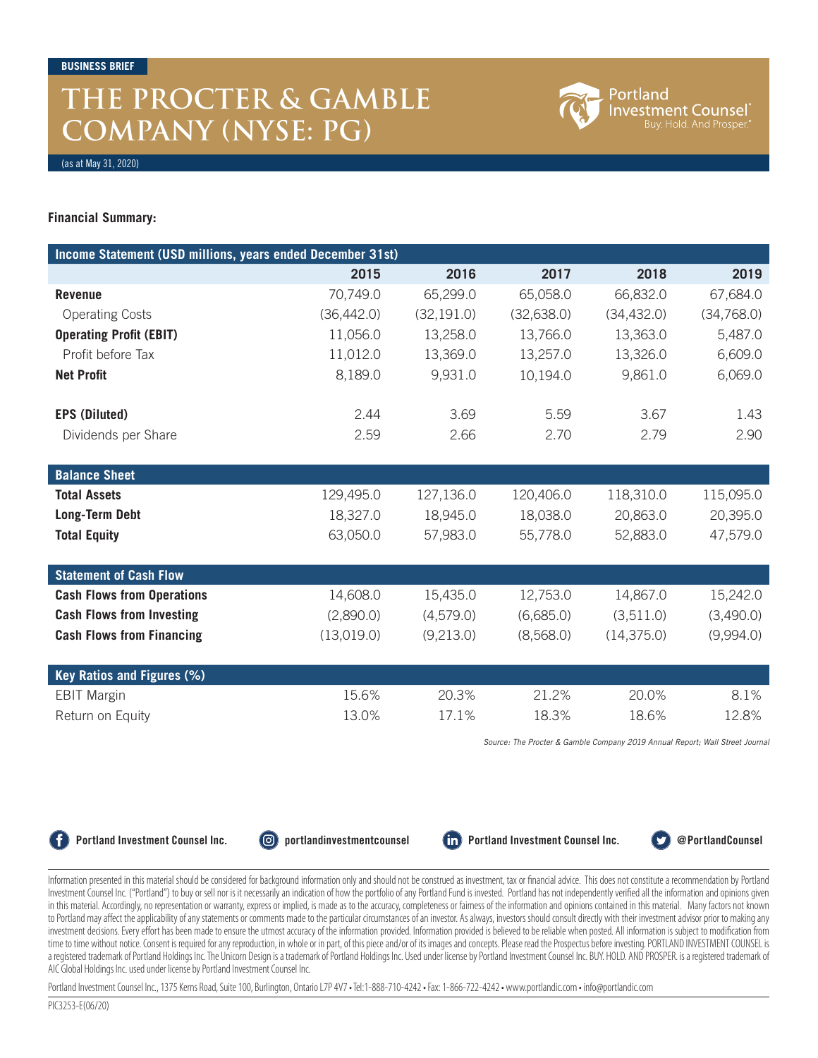BUSINESS BRIEF

# THE PROCTER & GAMBLE COMPANY (NYSE: PG)

Portland Investment Counsel® Buy. Hold. And Prosper.®

(as at May 31, 2020)

**Financial Summary:**

| Income Statement (USD millions, years ended December 31st) | 2015 | 2016 | 2017 | 2018 | 2019 |
|---|---|---|---|---|---|
| **Revenue** | 70,749.0 | 65,299.0 | 65,058.0 | 66,832.0 | 67,684.0 |
| Operating Costs | (36,442.0) | (32,191.0) | (32,638.0) | (34,432.0) | (34,768.0) |
| **Operating Profit (EBIT)** | 11,056.0 | 13,258.0 | 13,766.0 | 13,363.0 | 5,487.0 |
| Profit before Tax | 11,012.0 | 13,369.0 | 13,257.0 | 13,326.0 | 6,609.0 |
| **Net Profit** | 8,189.0 | 9,931.0 | 10,194.0 | 9,861.0 | 6,069.0 |
| **EPS (Diluted)** | 2.44 | 3.69 | 5.59 | 3.67 | 1.43 |
| Dividends per Share | 2.59 | 2.66 | 2.70 | 2.79 | 2.90 |
| **Balance Sheet** | | | | | |
| **Total Assets** | 129,495.0 | 127,136.0 | 120,406.0 | 118,310.0 | 115,095.0 |
| **Long-Term Debt** | 18,327.0 | 18,945.0 | 18,038.0 | 20,863.0 | 20,395.0 |
| **Total Equity** | 63,050.0 | 57,983.0 | 55,778.0 | 52,883.0 | 47,579.0 |
| **Statement of Cash Flow** | | | | | |
| **Cash Flows from Operations** | 14,608.0 | 15,435.0 | 12,753.0 | 14,867.0 | 15,242.0 |
| **Cash Flows from Investing** | (2,890.0) | (4,579.0) | (6,685.0) | (3,511.0) | (3,490.0) |
| **Cash Flows from Financing** | (13,019.0) | (9,213.0) | (8,568.0) | (14,375.0) | (9,994.0) |
| **Key Ratios and Figures (%)** | | | | | |
| EBIT Margin | 15.6% | 20.3% | 21.2% | 20.0% | 8.1% |
| Return on Equity | 13.0% | 17.1% | 18.3% | 18.6% | 12.8% |

*Source: The Procter & Gamble Company 2019 Annual Report; Wall Street Journal*

**Portland Investment Counsel Inc.** **portlandinvestmentcounsel** **Portland Investment Counsel Inc.** **@PortlandCounsel**

Information presented in this material should be considered for background information only and should not be construed as investment, tax or financial advice. This does not constitute a recommendation by Portland Investment Counsel Inc. ("Portland") to buy or sell nor is it necessarily an indication of how the portfolio of any Portland Fund is invested. Portland has not independently verified all the information and opinions given in this material. Accordingly, no representation or warranty, express or implied, is made as to the accuracy, completeness or fairness of the information and opinions contained in this material. Many factors not known to Portland may affect the applicability of any statements or comments made to the particular circumstances of an investor. As always, investors should consult directly with their investment advisor prior to making any investment decisions. Every effort has been made to ensure the utmost accuracy of the information provided. Information provided is believed to be reliable when posted. All information is subject to modification from time to time without notice. Consent is required for any reproduction, in whole or in part, of this piece and/or of its images and concepts. Please read the Prospectus before investing. PORTLAND INVESTMENT COUNSEL is a registered trademark of Portland Holdings Inc. The Unicorn Design is a trademark of Portland Holdings Inc. Used under license by Portland Investment Counsel Inc. BUY. HOLD. AND PROSPER. is a registered trademark of AIC Global Holdings Inc. used under license by Portland Investment Counsel Inc.

Portland Investment Counsel Inc., 1375 Kerns Road, Suite 100, Burlington, Ontario L7P 4V7 • Tel:1-888-710-4242 • Fax: 1-866-722-4242 • www.portlandic.com • info@portlandic.com

PIC3253-E(06/20)